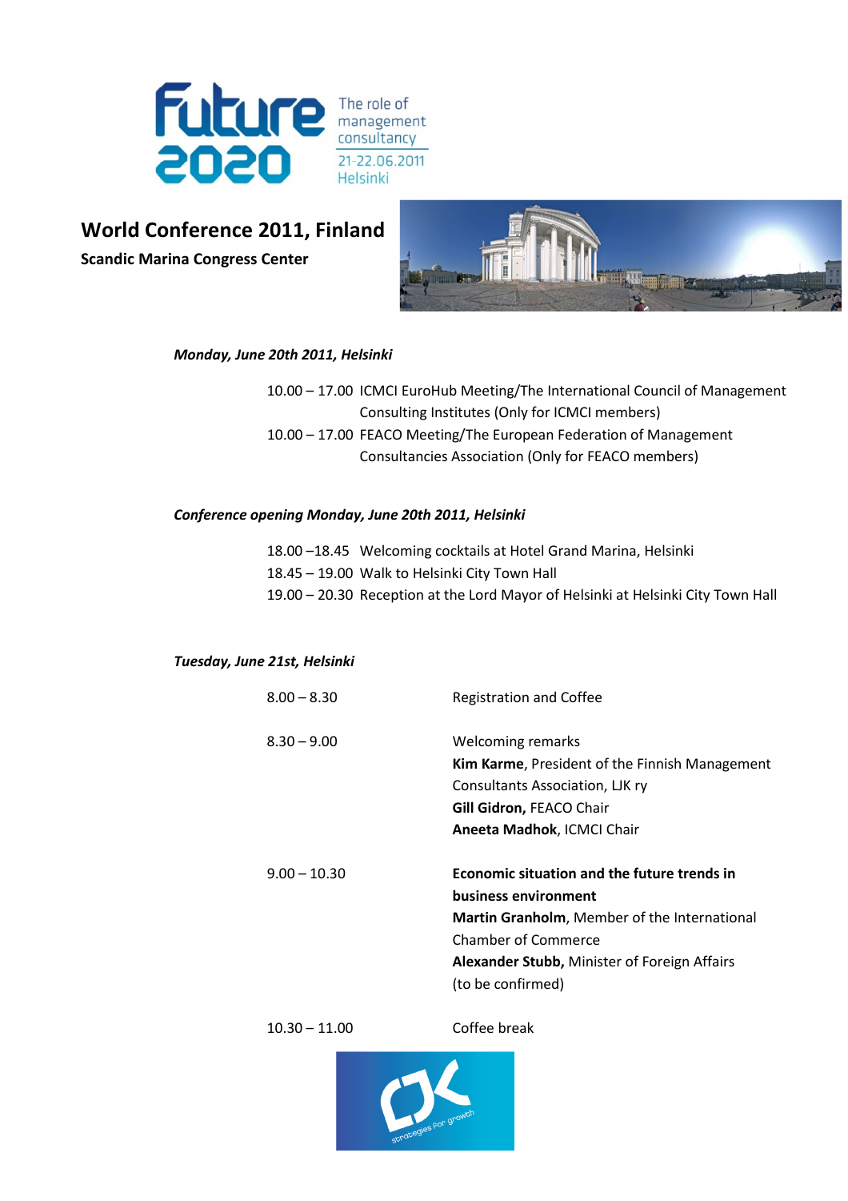Future 2020

The role of management consultancy

21-22.06.2011

Helsinki

# World Conference 2011, Finland

**Scandic Marina Congress Center**

***Monday, June 20th 2011, Helsinki***

10.00 – 17.00 ICMCI EuroHub Meeting/The International Council of Management Consulting Institutes (Only for ICMCI members)

10.00 – 17.00 FEACO Meeting/The European Federation of Management Consultancies Association (Only for FEACO members)

***Conference opening Monday, June 20th 2011, Helsinki***

18.00 –18.45 Welcoming cocktails at Hotel Grand Marina, Helsinki

18.45 – 19.00 Walk to Helsinki City Town Hall

19.00 – 20.30 Reception at the Lord Mayor of Helsinki at Helsinki City Town Hall

***Tuesday, June 21st, Helsinki***

8.00 – 8.30 Registration and Coffee

8.30 – 9.00 Welcoming remarks
**Kim Karme**, President of the Finnish Management Consultants Association, LJK ry
**Gill Gidron,** FEACO Chair
**Aneeta Madhok**, ICMCI Chair

9.00 – 10.30 **Economic situation and the future trends in business environment**
**Martin Granholm**, Member of the International Chamber of Commerce
**Alexander Stubb,** Minister of Foreign Affairs (to be confirmed)

10.30 – 11.00 Coffee break

LJK strategies for growth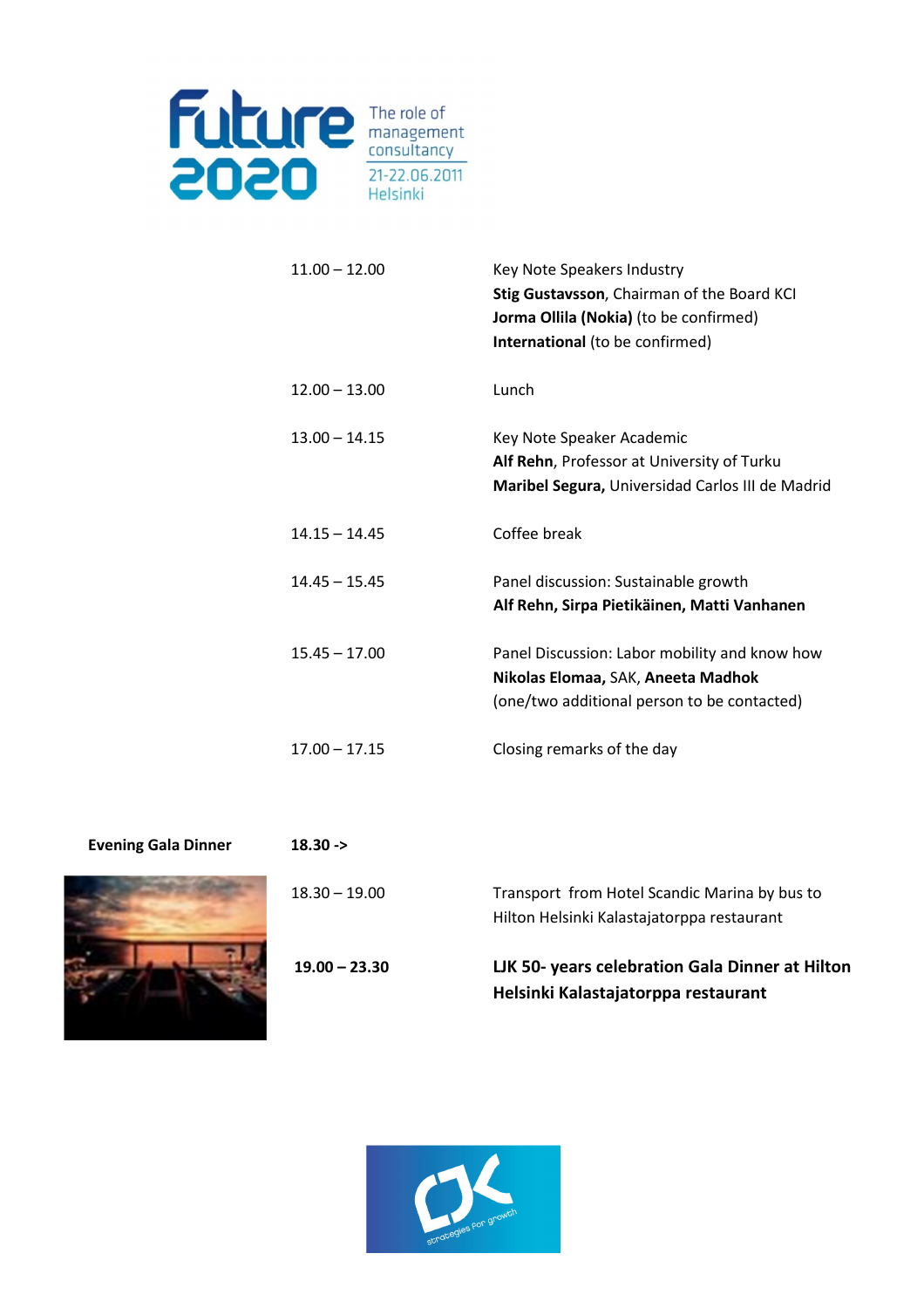Future 2020 — The role of management consultancy — 21-22.06.2011 Helsinki

| | |
|---|---|
| 11.00 – 12.00 | Key Note Speakers Industry<br>**Stig Gustavsson**, Chairman of the Board KCI<br>**Jorma Ollila (Nokia)** (to be confirmed)<br>**International** (to be confirmed) |
| 12.00 – 13.00 | Lunch |
| 13.00 – 14.15 | Key Note Speaker Academic<br>**Alf Rehn**, Professor at University of Turku<br>**Maribel Segura,** Universidad Carlos III de Madrid |
| 14.15 – 14.45 | Coffee break |
| 14.45 – 15.45 | Panel discussion: Sustainable growth<br>**Alf Rehn, Sirpa Pietikäinen, Matti Vanhanen** |
| 15.45 – 17.00 | Panel Discussion: Labor mobility and know how<br>**Nikolas Elomaa,** SAK, **Aneeta Madhok**<br>(one/two additional person to be contacted) |
| 17.00 – 17.15 | Closing remarks of the day |

**Evening Gala Dinner** **18.30 ->**

| | |
|---|---|
| 18.30 – 19.00 | Transport from Hotel Scandic Marina by bus to Hilton Helsinki Kalastajatorppa restaurant |
| **19.00 – 23.30** | **LJK 50- years celebration Gala Dinner at Hilton Helsinki Kalastajatorppa restaurant** |

LJK strategies for growth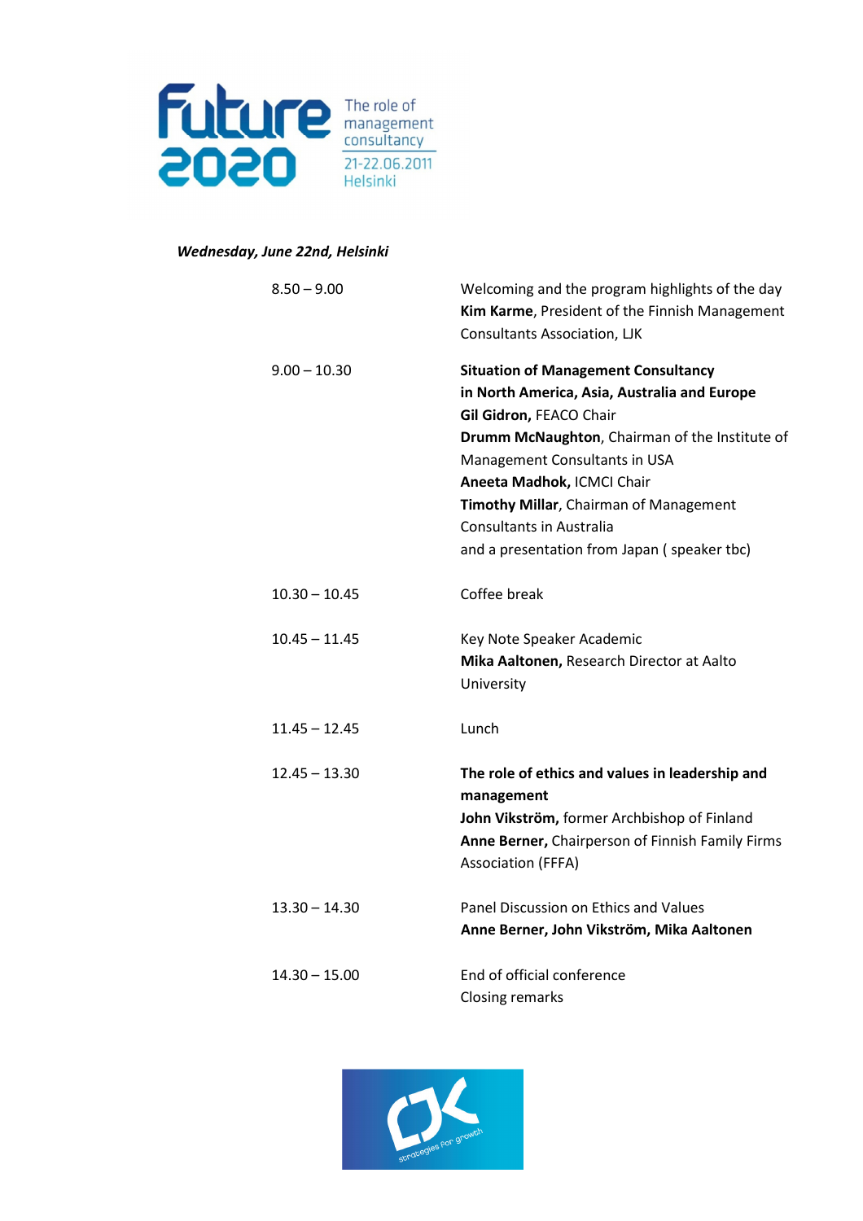*Wednesday, June 22nd, Helsinki*

| | |
|---|---|
| 8.50 – 9.00 | Welcoming and the program highlights of the day<br>**Kim Karme**, President of the Finnish Management Consultants Association, LJK |
| 9.00 – 10.30 | **Situation of Management Consultancy in North America, Asia, Australia and Europe**<br>**Gil Gidron,** FEACO Chair<br>**Drumm McNaughton**, Chairman of the Institute of Management Consultants in USA<br>**Aneeta Madhok,** ICMCI Chair<br>**Timothy Millar**, Chairman of Management Consultants in Australia<br>and a presentation from Japan ( speaker tbc) |
| 10.30 – 10.45 | Coffee break |
| 10.45 – 11.45 | Key Note Speaker Academic<br>**Mika Aaltonen,** Research Director at Aalto University |
| 11.45 – 12.45 | Lunch |
| 12.45 – 13.30 | **The role of ethics and values in leadership and management**<br>**John Vikström,** former Archbishop of Finland<br>**Anne Berner,** Chairperson of Finnish Family Firms Association (FFFA) |
| 13.30 – 14.30 | Panel Discussion on Ethics and Values<br>**Anne Berner, John Vikström, Mika Aaltonen** |
| 14.30 – 15.00 | End of official conference<br>Closing remarks |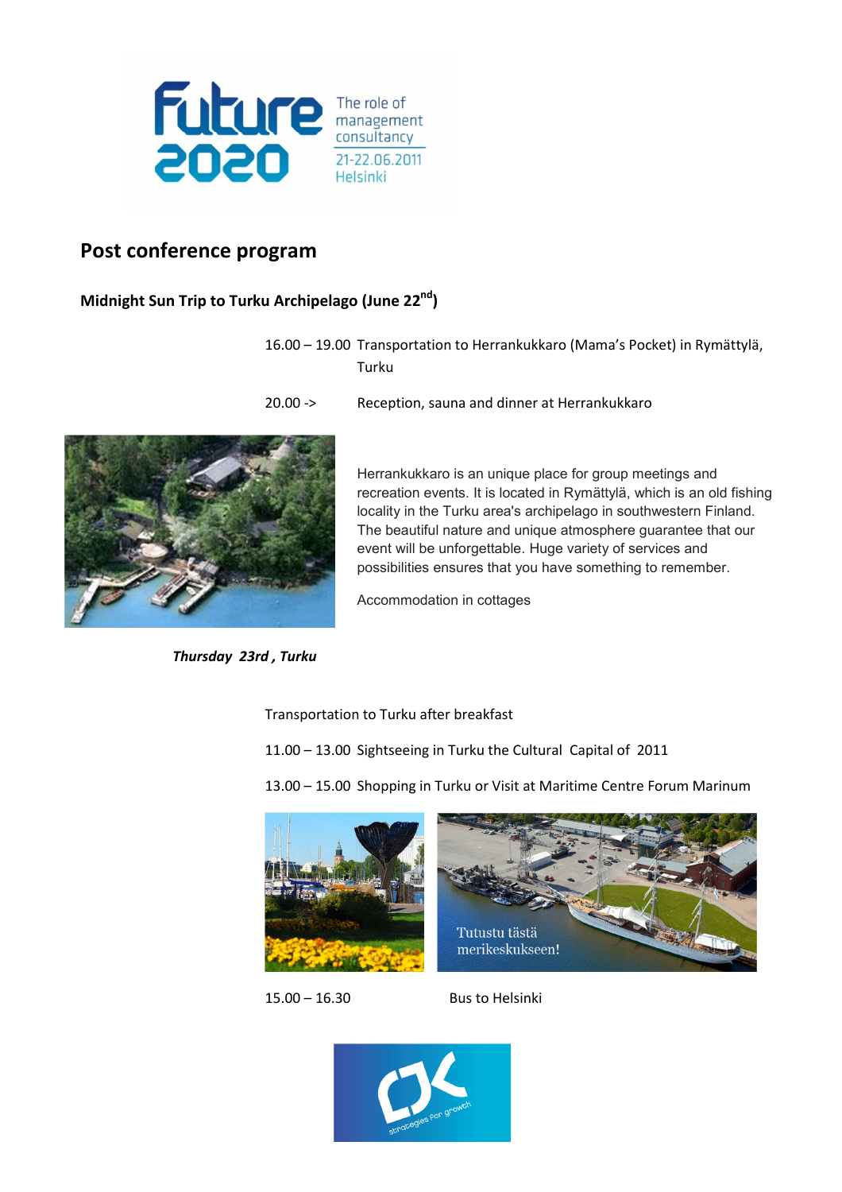## Post conference program

### Midnight Sun Trip to Turku Archipelago (June 22nd)

16.00 – 19.00 Transportation to Herrankukkaro (Mama's Pocket) in Rymättylä, Turku

20.00 -> Reception, sauna and dinner at Herrankukkaro

Herrankukkaro is an unique place for group meetings and recreation events. It is located in Rymättylä, which is an old fishing locality in the Turku area's archipelago in southwestern Finland. The beautiful nature and unique atmosphere guarantee that our event will be unforgettable. Huge variety of services and possibilities ensures that you have something to remember.

Accommodation in cottages

***Thursday 23rd , Turku***

Transportation to Turku after breakfast

11.00 – 13.00 Sightseeing in Turku the Cultural Capital of 2011

13.00 – 15.00 Shopping in Turku or Visit at Maritime Centre Forum Marinum

15.00 – 16.30 Bus to Helsinki